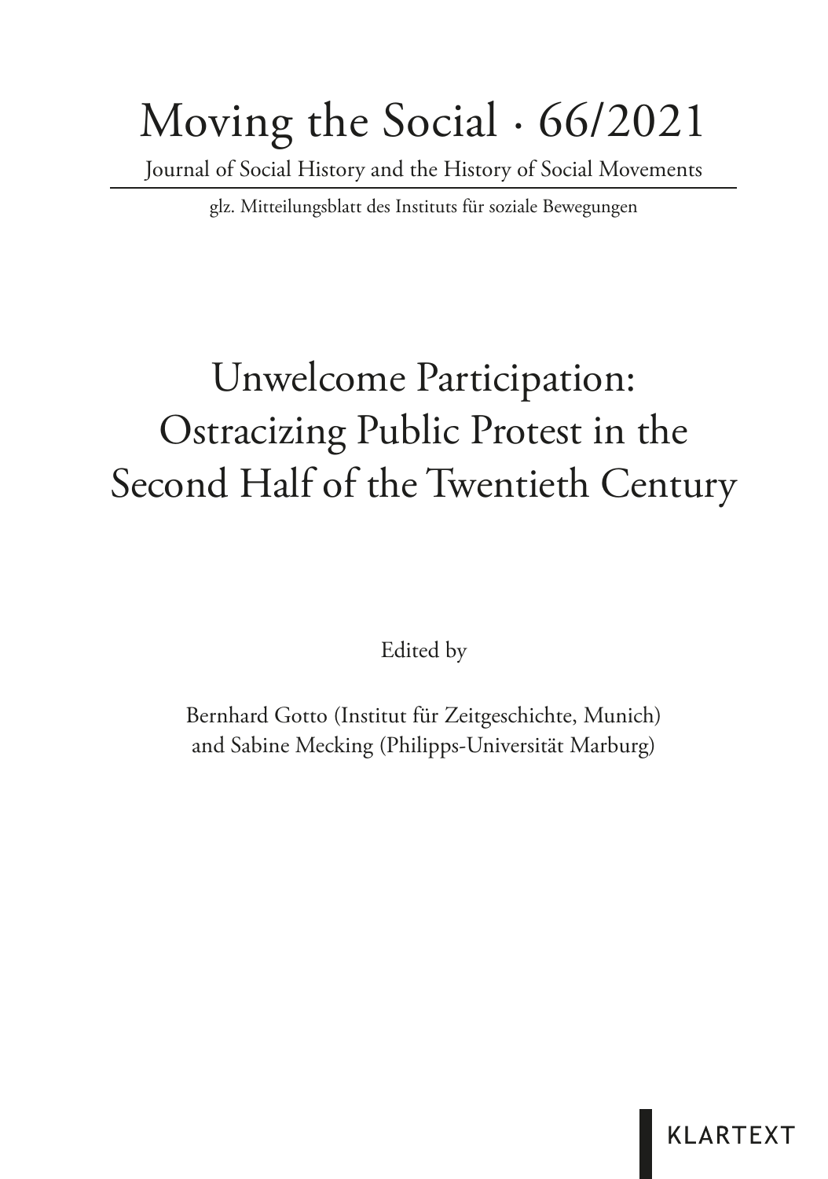# Moving the Social · 66/2021

Journal of Social History and the History of Social Movements

glz. Mitteilungsblatt des Instituts für soziale Bewegungen

## Unwelcome Participation: Ostracizing Public Protest in the Second Half of the Twentieth Century

Edited by

Bernhard Gotto (Institut für Zeitgeschichte, Munich) and Sabine Mecking (Philipps-Universität Marburg)

KLARTEXT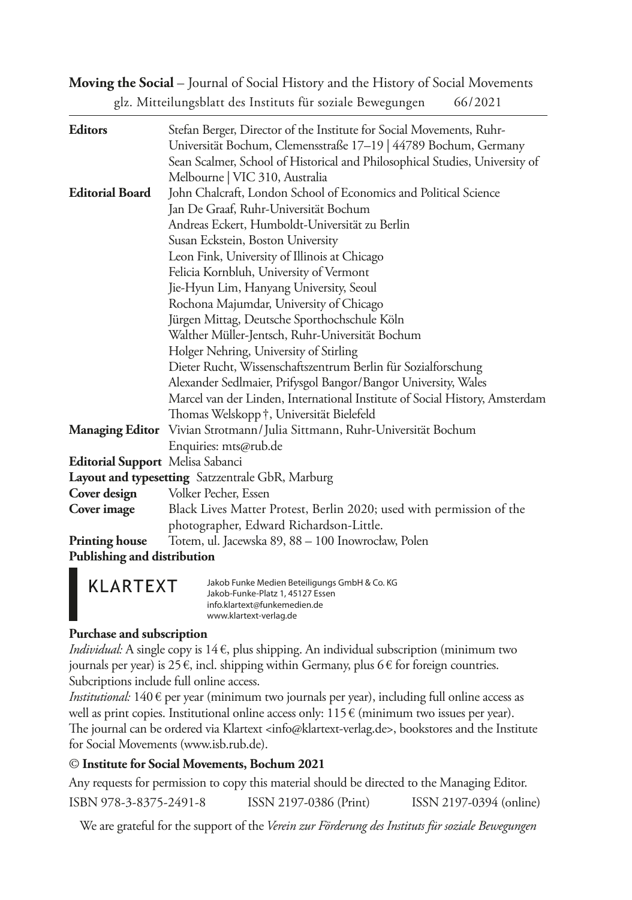**Moving the Social** – Journal of Social History and the History of Social Movements
glz. Mitteilungsblatt des Instituts für soziale Bewegungen 66/2021

| | |
|---|---|
| **Editors** | Stefan Berger, Director of the Institute for Social Movements, Ruhr-Universität Bochum, Clemensstraße 17–19 \| 44789 Bochum, Germany<br>Sean Scalmer, School of Historical and Philosophical Studies, University of Melbourne \| VIC 310, Australia |
| **Editorial Board** | John Chalcraft, London School of Economics and Political Science<br>Jan De Graaf, Ruhr-Universität Bochum<br>Andreas Eckert, Humboldt-Universität zu Berlin<br>Susan Eckstein, Boston University<br>Leon Fink, University of Illinois at Chicago<br>Felicia Kornbluh, University of Vermont<br>Jie-Hyun Lim, Hanyang University, Seoul<br>Rochona Majumdar, University of Chicago<br>Jürgen Mittag, Deutsche Sporthochschule Köln<br>Walther Müller-Jentsch, Ruhr-Universität Bochum<br>Holger Nehring, University of Stirling<br>Dieter Rucht, Wissenschaftszentrum Berlin für Sozialforschung<br>Alexander Sedlmaier, Prifysgol Bangor/Bangor University, Wales<br>Marcel van der Linden, International Institute of Social History, Amsterdam<br>Thomas Welskopp †, Universität Bielefeld |
| **Managing Editor** | Vivian Strotmann/Julia Sittmann, Ruhr-Universität Bochum<br>Enquiries: mts@rub.de |
| **Editorial Support** | Melisa Sabanci |
| **Layout and typesetting** | Satzzentrale GbR, Marburg |
| **Cover design** | Volker Pecher, Essen |
| **Cover image** | Black Lives Matter Protest, Berlin 2020; used with permission of the photographer, Edward Richardson-Little. |
| **Printing house** | Totem, ul. Jacewska 89, 88 – 100 Inowrocław, Polen |

**Publishing and distribution**

KLARTEXT

Jakob Funke Medien Beteiligungs GmbH & Co. KG
Jakob-Funke-Platz 1, 45127 Essen
info.klartext@funkemedien.de
www.klartext-verlag.de

**Purchase and subscription**

*Individual:* A single copy is 14 €, plus shipping. An individual subscription (minimum two journals per year) is 25 €, incl. shipping within Germany, plus 6 € for foreign countries. Subcriptions include full online access.

*Institutional:* 140 € per year (minimum two journals per year), including full online access as well as print copies. Institutional online access only: 115 € (minimum two issues per year). The journal can be ordered via Klartext <info@klartext-verlag.de>, bookstores and the Institute for Social Movements (www.isb.rub.de).

**© Institute for Social Movements, Bochum 2021**

Any requests for permission to copy this material should be directed to the Managing Editor.

ISBN 978-3-8375-2491-8 ISSN 2197-0386 (Print) ISSN 2197-0394 (online)

We are grateful for the support of the *Verein zur Förderung des Instituts für soziale Bewegungen*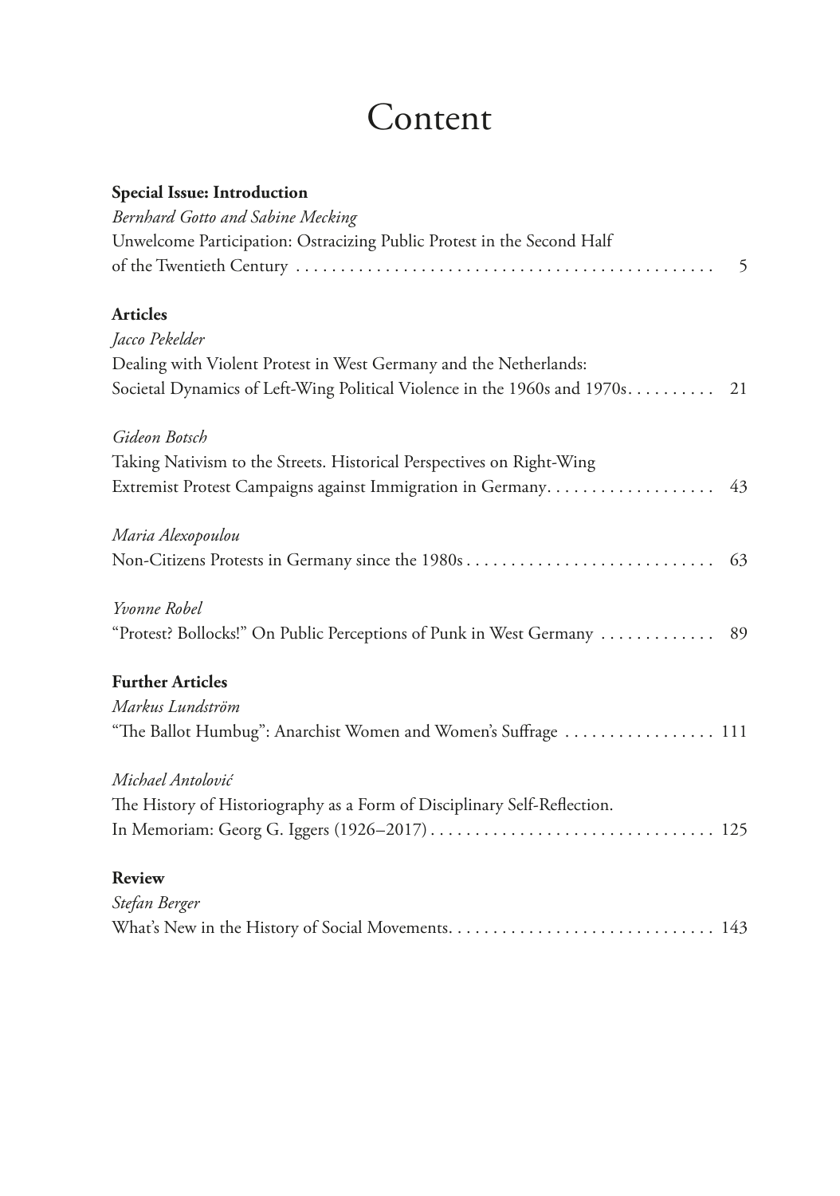# Content

**Special Issue: Introduction**

*Bernhard Gotto and Sabine Mecking*
Unwelcome Participation: Ostracizing Public Protest in the Second Half of the Twentieth Century . . . . . . . . . . . . . . . . . . . . . . . . . . . . . . . . . . . . . . . . . . . . . . . 5

**Articles**

*Jacco Pekelder*
Dealing with Violent Protest in West Germany and the Netherlands: Societal Dynamics of Left-Wing Political Violence in the 1960s and 1970s. . . . . . . . . . 21

*Gideon Botsch*
Taking Nativism to the Streets. Historical Perspectives on Right-Wing Extremist Protest Campaigns against Immigration in Germany. . . . . . . . . . . . . . . . . . . 43

*Maria Alexopoulou*
Non-Citizens Protests in Germany since the 1980s . . . . . . . . . . . . . . . . . . . . . . . . . . . . 63

*Yvonne Robel*
"Protest? Bollocks!" On Public Perceptions of Punk in West Germany . . . . . . . . . . . . . 89

**Further Articles**

*Markus Lundström*
"The Ballot Humbug": Anarchist Women and Women's Suffrage . . . . . . . . . . . . . . . . . 111

*Michael Antolović*
The History of Historiography as a Form of Disciplinary Self-Reflection. In Memoriam: Georg G. Iggers (1926–2017) . . . . . . . . . . . . . . . . . . . . . . . . . . . . . . . . 125

**Review**

*Stefan Berger*
What's New in the History of Social Movements. . . . . . . . . . . . . . . . . . . . . . . . . . . . . . 143